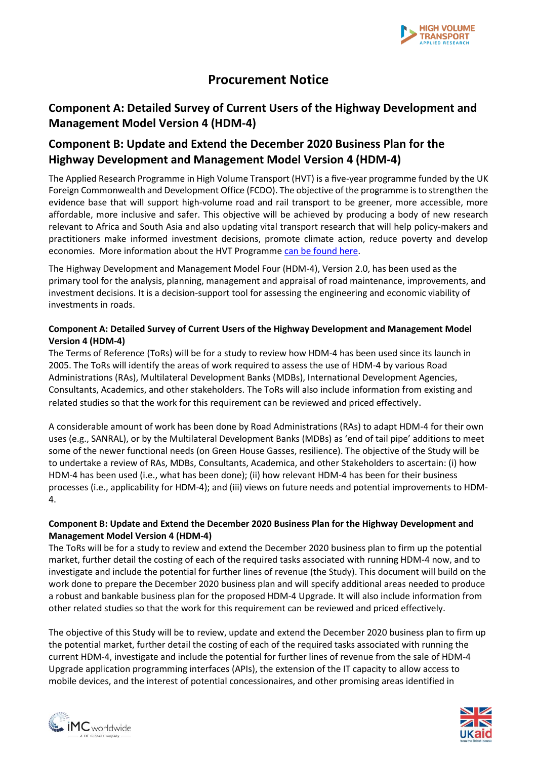# Procurement Notice

## Component A: Detailed Survey of Current Users of the Highway Development and Management Model Version 4 (HDM-4)

## Component B: Update and Extend the December 2020 Business Plan for the Highway Development and Management Model Version 4 (HDM-4)

The Applied Research Programme in High Volume Transport (HVT) is a five-year programme funded by the UK Foreign Commonwealth and Development Office (FCDO). The objective of the programme is to strengthen the evidence base that will support high-volume road and rail transport to be greener, more accessible, more affordable, more inclusive and safer. This objective will be achieved by producing a body of new research relevant to Africa and South Asia and also updating vital transport research that will help policy-makers and practitioners make informed investment decisions, promote climate action, reduce poverty and develop economies. More information about the HVT Programme can be found here.

The Highway Development and Management Model Four (HDM-4), Version 2.0, has been used as the primary tool for the analysis, planning, management and appraisal of road maintenance, improvements, and investment decisions. It is a decision-support tool for assessing the engineering and economic viability of investments in roads.

**Component A: Detailed Survey of Current Users of the Highway Development and Management Model Version 4 (HDM-4)**

The Terms of Reference (ToRs) will be for a study to review how HDM-4 has been used since its launch in 2005. The ToRs will identify the areas of work required to assess the use of HDM-4 by various Road Administrations (RAs), Multilateral Development Banks (MDBs), International Development Agencies, Consultants, Academics, and other stakeholders. The ToRs will also include information from existing and related studies so that the work for this requirement can be reviewed and priced effectively.

A considerable amount of work has been done by Road Administrations (RAs) to adapt HDM-4 for their own uses (e.g., SANRAL), or by the Multilateral Development Banks (MDBs) as 'end of tail pipe' additions to meet some of the newer functional needs (on Green House Gasses, resilience). The objective of the Study will be to undertake a review of RAs, MDBs, Consultants, Academica, and other Stakeholders to ascertain: (i) how HDM-4 has been used (i.e., what has been done); (ii) how relevant HDM-4 has been for their business processes (i.e., applicability for HDM-4); and (iii) views on future needs and potential improvements to HDM-4.

**Component B: Update and Extend the December 2020 Business Plan for the Highway Development and Management Model Version 4 (HDM-4)**

The ToRs will be for a study to review and extend the December 2020 business plan to firm up the potential market, further detail the costing of each of the required tasks associated with running HDM-4 now, and to investigate and include the potential for further lines of revenue (the Study). This document will build on the work done to prepare the December 2020 business plan and will specify additional areas needed to produce a robust and bankable business plan for the proposed HDM-4 Upgrade. It will also include information from other related studies so that the work for this requirement can be reviewed and priced effectively.

The objective of this Study will be to review, update and extend the December 2020 business plan to firm up the potential market, further detail the costing of each of the required tasks associated with running the current HDM-4, investigate and include the potential for further lines of revenue from the sale of HDM-4 Upgrade application programming interfaces (APIs), the extension of the IT capacity to allow access to mobile devices, and the interest of potential concessionaires, and other promising areas identified in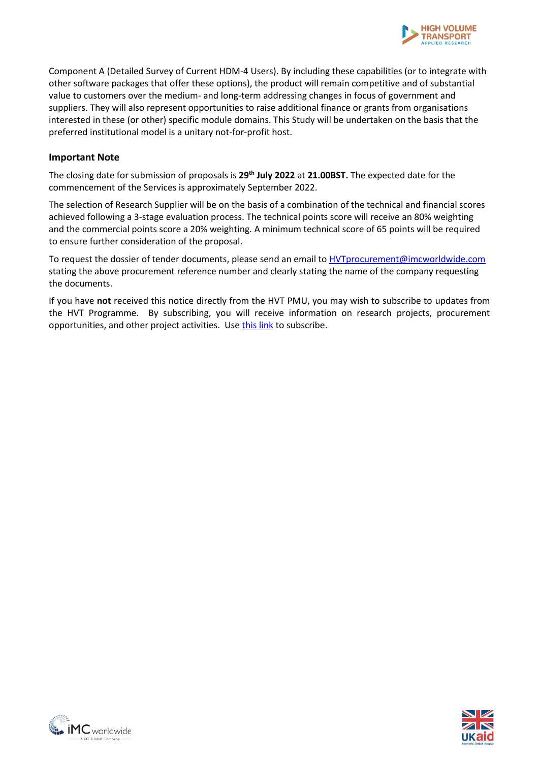Component A (Detailed Survey of Current HDM-4 Users). By including these capabilities (or to integrate with other software packages that offer these options), the product will remain competitive and of substantial value to customers over the medium- and long-term addressing changes in focus of government and suppliers. They will also represent opportunities to raise additional finance or grants from organisations interested in these (or other) specific module domains. This Study will be undertaken on the basis that the preferred institutional model is a unitary not-for-profit host.

## Important Note

The closing date for submission of proposals is **29th July 2022** at **21.00BST.** The expected date for the commencement of the Services is approximately September 2022.

The selection of Research Supplier will be on the basis of a combination of the technical and financial scores achieved following a 3-stage evaluation process. The technical points score will receive an 80% weighting and the commercial points score a 20% weighting. A minimum technical score of 65 points will be required to ensure further consideration of the proposal.

To request the dossier of tender documents, please send an email to HVTprocurement@imcworldwide.com stating the above procurement reference number and clearly stating the name of the company requesting the documents.

If you have **not** received this notice directly from the HVT PMU, you may wish to subscribe to updates from the HVT Programme. By subscribing, you will receive information on research projects, procurement opportunities, and other project activities. Use this link to subscribe.